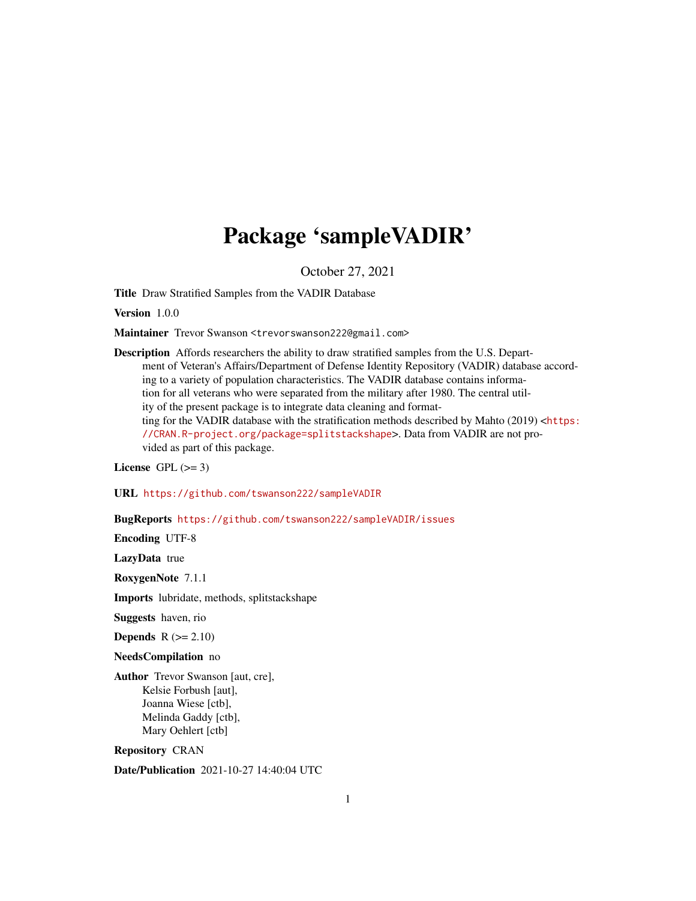# Package 'sampleVADIR'

October 27, 2021

**Title** Draw Stratified Samples from the VADIR Database

**Version** 1.0.0

**Maintainer** Trevor Swanson <trevorswanson222@gmail.com>

**Description** Affords researchers the ability to draw stratified samples from the U.S. Department of Veteran's Affairs/Department of Defense Identity Repository (VADIR) database according to a variety of population characteristics. The VADIR database contains information for all veterans who were separated from the military after 1980. The central utility of the present package is to integrate data cleaning and formatting for the VADIR database with the stratification methods described by Mahto (2019) <https://CRAN.R-project.org/package=splitstackshape>. Data from VADIR are not provided as part of this package.

**License** GPL (>= 3)

**URL** https://github.com/tswanson222/sampleVADIR

**BugReports** https://github.com/tswanson222/sampleVADIR/issues

**Encoding** UTF-8

**LazyData** true

**RoxygenNote** 7.1.1

**Imports** lubridate, methods, splitstackshape

**Suggests** haven, rio

**Depends** R (>= 2.10)

**NeedsCompilation** no

**Author** Trevor Swanson [aut, cre],
Kelsie Forbush [aut],
Joanna Wiese [ctb],
Melinda Gaddy [ctb],
Mary Oehlert [ctb]

**Repository** CRAN

**Date/Publication** 2021-10-27 14:40:04 UTC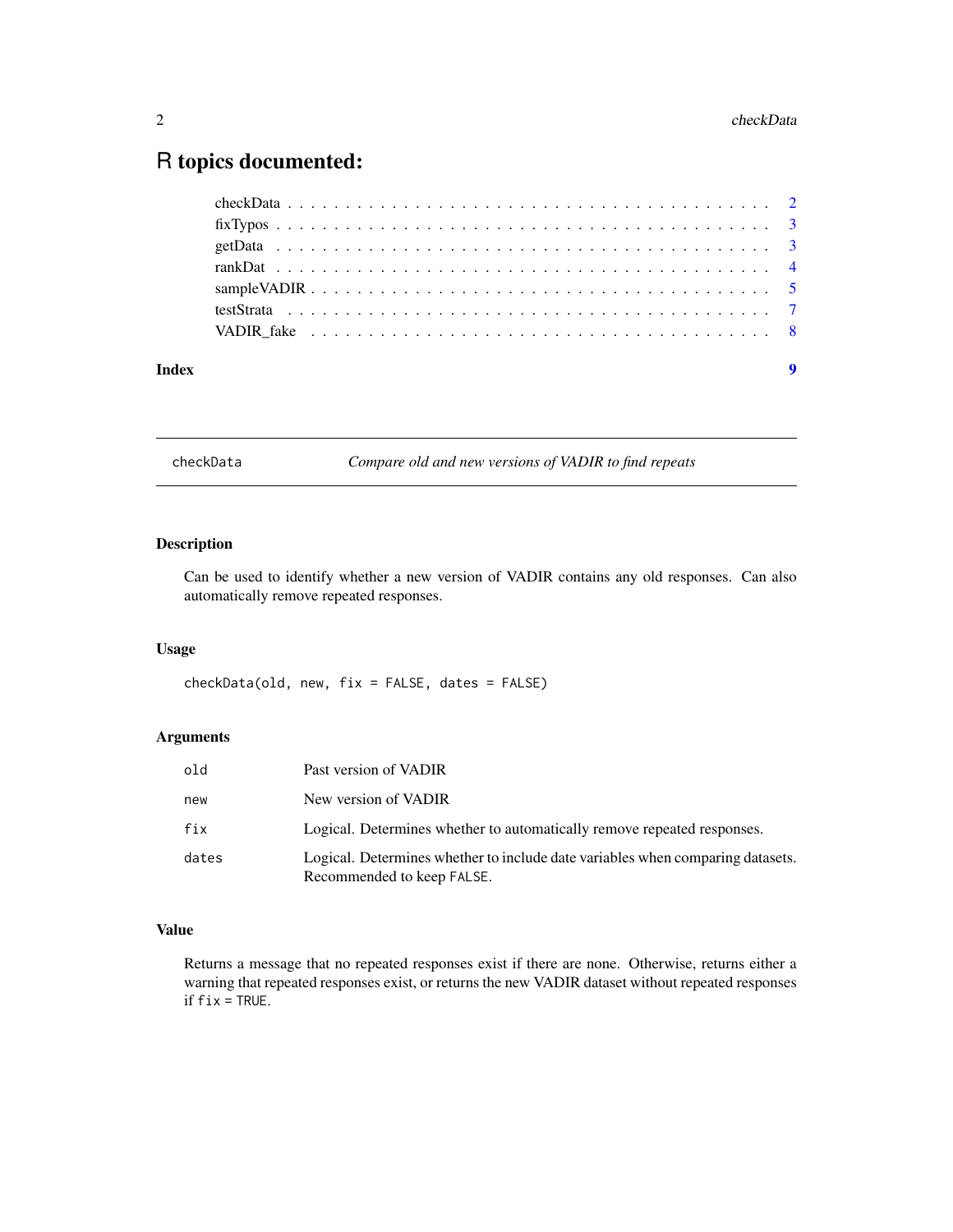# R topics documented:

| | |
|---|---|
| checkData | 2 |
| fixTypos | 3 |
| getData | 3 |
| rankDat | 4 |
| sampleVADIR | 5 |
| testStrata | 7 |
| VADIR_fake | 8 |
| **Index** | **9** |

---

## checkData — *Compare old and new versions of VADIR to find repeats*

---

### Description

Can be used to identify whether a new version of VADIR contains any old responses. Can also automatically remove repeated responses.

### Usage

```
checkData(old, new, fix = FALSE, dates = FALSE)
```

### Arguments

| | |
|---|---|
| `old` | Past version of VADIR |
| `new` | New version of VADIR |
| `fix` | Logical. Determines whether to automatically remove repeated responses. |
| `dates` | Logical. Determines whether to include date variables when comparing datasets. Recommended to keep `FALSE`. |

### Value

Returns a message that no repeated responses exist if there are none. Otherwise, returns either a warning that repeated responses exist, or returns the new VADIR dataset without repeated responses if `fix` = `TRUE`.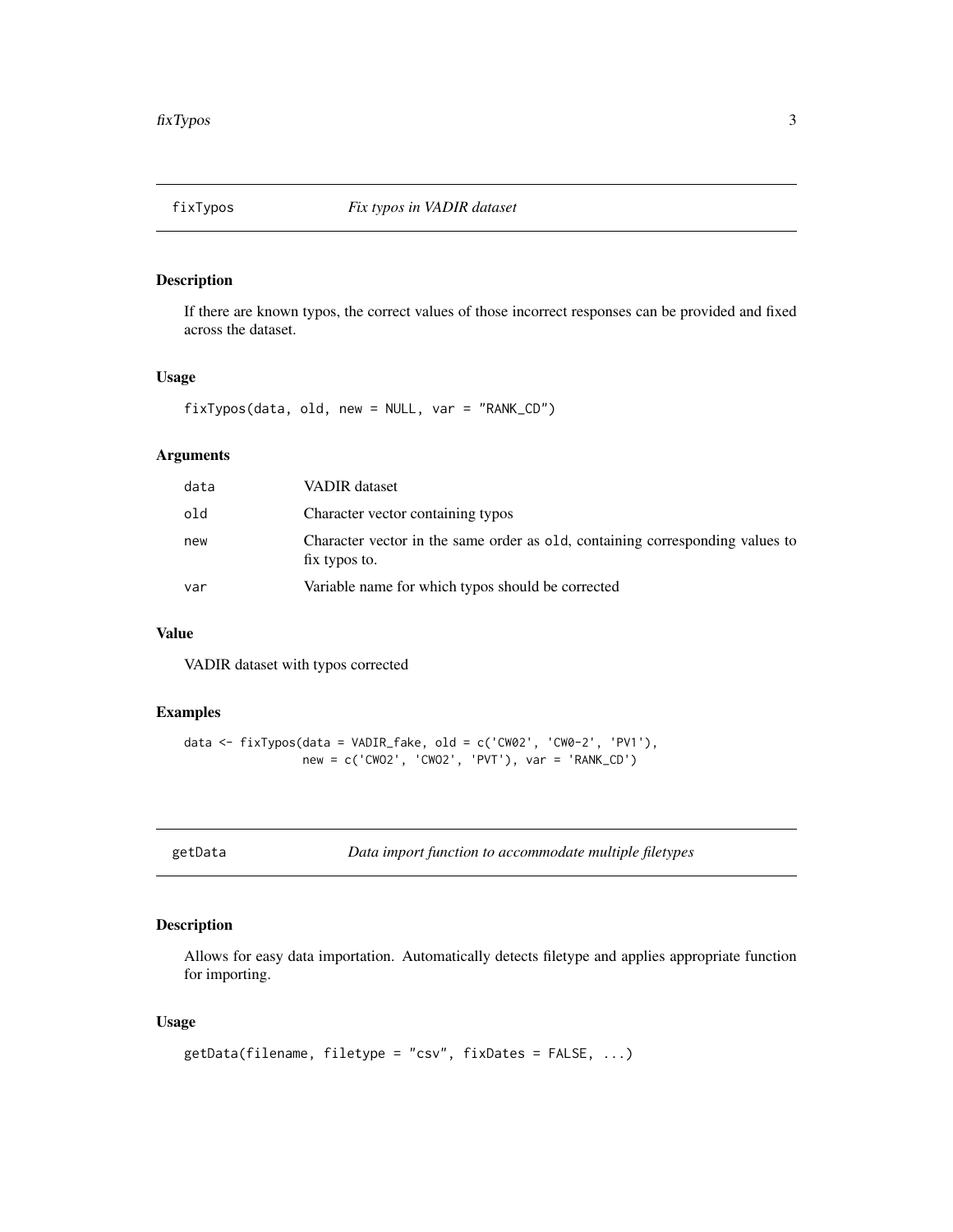## fixTypos — *Fix typos in VADIR dataset*

### Description

If there are known typos, the correct values of those incorrect responses can be provided and fixed across the dataset.

### Usage

```
fixTypos(data, old, new = NULL, var = "RANK_CD")
```

### Arguments

| | |
|---|---|
| `data` | VADIR dataset |
| `old` | Character vector containing typos |
| `new` | Character vector in the same order as `old`, containing corresponding values to fix typos to. |
| `var` | Variable name for which typos should be corrected |

### Value

VADIR dataset with typos corrected

### Examples

```
data <- fixTypos(data = VADIR_fake, old = c('CW02', 'CW0-2', 'PV1'),
                 new = c('CWO2', 'CWO2', 'PVT'), var = 'RANK_CD')
```

## getData — *Data import function to accommodate multiple filetypes*

### Description

Allows for easy data importation. Automatically detects filetype and applies appropriate function for importing.

### Usage

```
getData(filename, filetype = "csv", fixDates = FALSE, ...)
```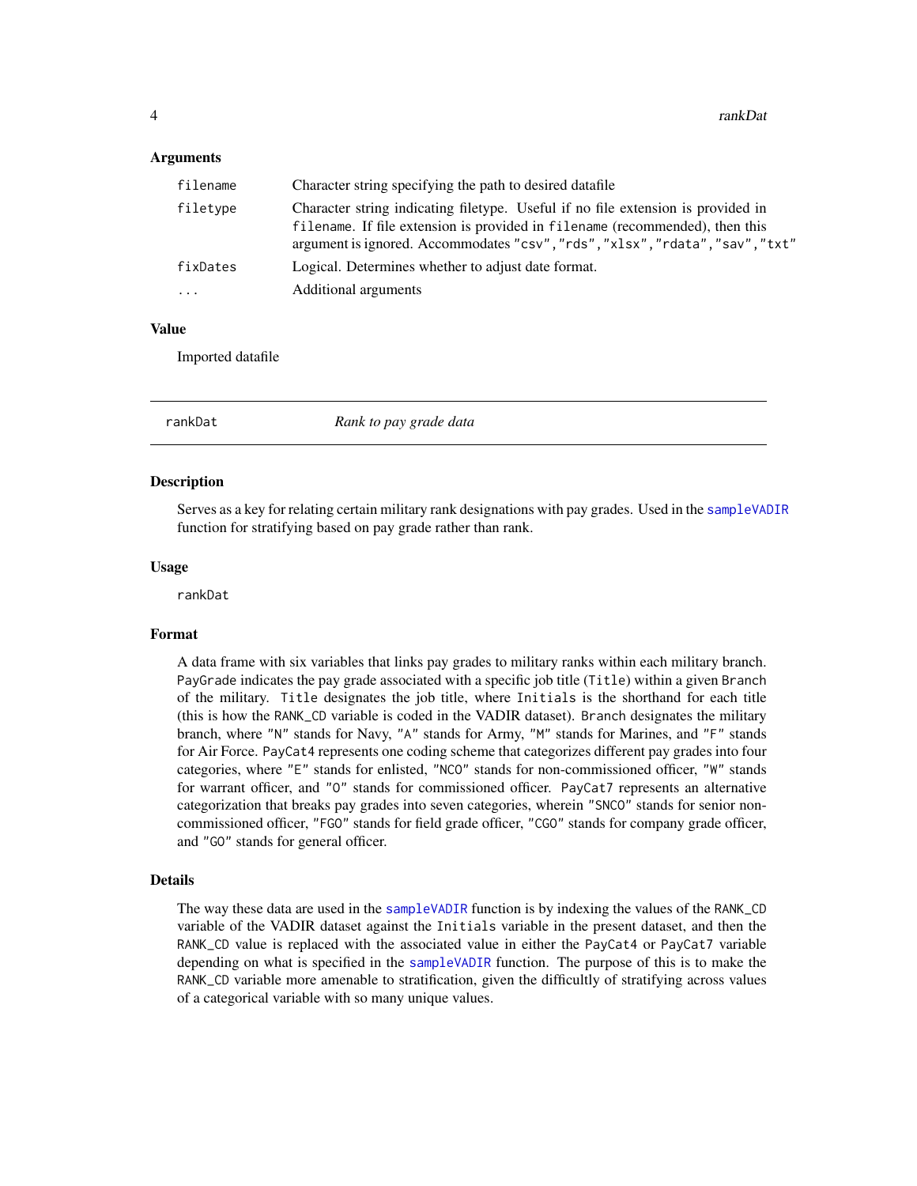### Arguments

| | |
|---|---|
| `filename` | Character string specifying the path to desired datafile |
| `filetype` | Character string indicating filetype. Useful if no file extension is provided in `filename`. If file extension is provided in `filename` (recommended), then this argument is ignored. Accommodates `"csv"`,`"rds"`,`"xlsx"`,`"rdata"`,`"sav"`,`"txt"` |
| `fixDates` | Logical. Determines whether to adjust date format. |
| `...` | Additional arguments |

### Value

Imported datafile

---

## rankDat — *Rank to pay grade data*

---

### Description

Serves as a key for relating certain military rank designations with pay grades. Used in the `sampleVADIR` function for stratifying based on pay grade rather than rank.

### Usage

```
rankDat
```

### Format

A data frame with six variables that links pay grades to military ranks within each military branch. `PayGrade` indicates the pay grade associated with a specific job title (`Title`) within a given `Branch` of the military. `Title` designates the job title, where `Initials` is the shorthand for each title (this is how the `RANK_CD` variable is coded in the VADIR dataset). `Branch` designates the military branch, where `"N"` stands for Navy, `"A"` stands for Army, `"M"` stands for Marines, and `"F"` stands for Air Force. `PayCat4` represents one coding scheme that categorizes different pay grades into four categories, where `"E"` stands for enlisted, `"NCO"` stands for non-commissioned officer, `"W"` stands for warrant officer, and `"O"` stands for commissioned officer. `PayCat7` represents an alternative categorization that breaks pay grades into seven categories, wherein `"SNCO"` stands for senior non-commissioned officer, `"FGO"` stands for field grade officer, `"CGO"` stands for company grade officer, and `"GO"` stands for general officer.

### Details

The way these data are used in the `sampleVADIR` function is by indexing the values of the `RANK_CD` variable of the VADIR dataset against the `Initials` variable in the present dataset, and then the `RANK_CD` value is replaced with the associated value in either the `PayCat4` or `PayCat7` variable depending on what is specified in the `sampleVADIR` function. The purpose of this is to make the `RANK_CD` variable more amenable to stratification, given the difficultly of stratifying across values of a categorical variable with so many unique values.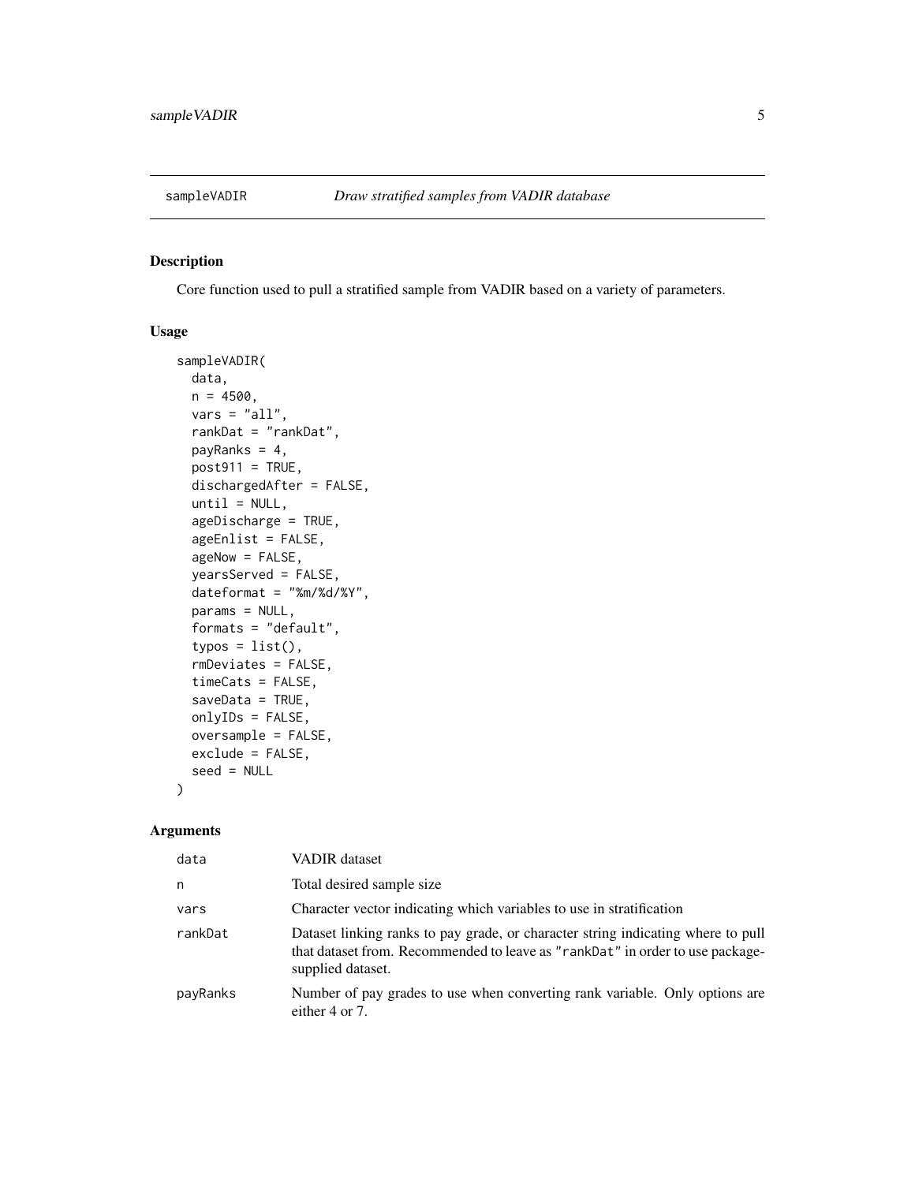## sampleVADIR — *Draw stratified samples from VADIR database*

### Description

Core function used to pull a stratified sample from VADIR based on a variety of parameters.

### Usage

```
sampleVADIR(
  data,
  n = 4500,
  vars = "all",
  rankDat = "rankDat",
  payRanks = 4,
  post911 = TRUE,
  dischargedAfter = FALSE,
  until = NULL,
  ageDischarge = TRUE,
  ageEnlist = FALSE,
  ageNow = FALSE,
  yearsServed = FALSE,
  dateformat = "%m/%d/%Y",
  params = NULL,
  formats = "default",
  typos = list(),
  rmDeviates = FALSE,
  timeCats = FALSE,
  saveData = TRUE,
  onlyIDs = FALSE,
  oversample = FALSE,
  exclude = FALSE,
  seed = NULL
)
```

### Arguments

| Argument | Description |
| --- | --- |
| `data` | VADIR dataset |
| `n` | Total desired sample size |
| `vars` | Character vector indicating which variables to use in stratification |
| `rankDat` | Dataset linking ranks to pay grade, or character string indicating where to pull that dataset from. Recommended to leave as `"rankDat"` in order to use package-supplied dataset. |
| `payRanks` | Number of pay grades to use when converting rank variable. Only options are either 4 or 7. |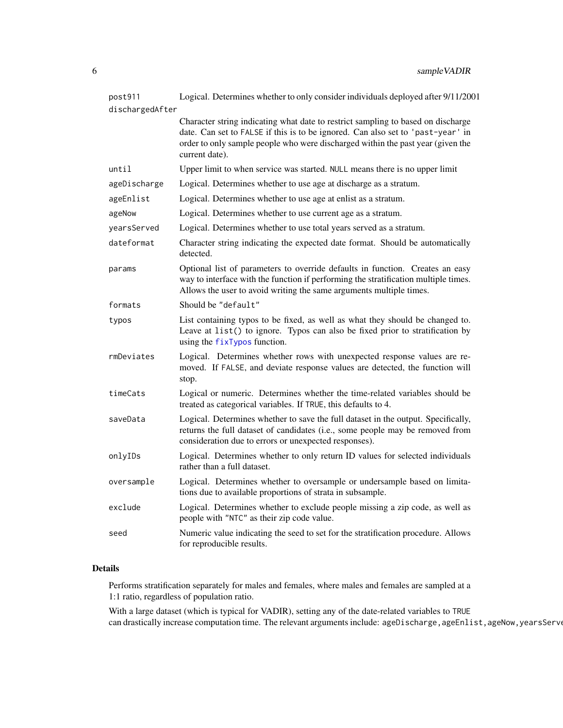| Argument | Description |
| --- | --- |
| `post911` | Logical. Determines whether to only consider individuals deployed after 9/11/2001 |
| `dischargedAfter` | Character string indicating what date to restrict sampling to based on discharge date. Can set to `FALSE` if this is to be ignored. Can also set to `'past-year'` in order to only sample people who were discharged within the past year (given the current date). |
| `until` | Upper limit to when service was started. `NULL` means there is no upper limit |
| `ageDischarge` | Logical. Determines whether to use age at discharge as a stratum. |
| `ageEnlist` | Logical. Determines whether to use age at enlist as a stratum. |
| `ageNow` | Logical. Determines whether to use current age as a stratum. |
| `yearsServed` | Logical. Determines whether to use total years served as a stratum. |
| `dateformat` | Character string indicating the expected date format. Should be automatically detected. |
| `params` | Optional list of parameters to override defaults in function. Creates an easy way to interface with the function if performing the stratification multiple times. Allows the user to avoid writing the same arguments multiple times. |
| `formats` | Should be `"default"` |
| `typos` | List containing typos to be fixed, as well as what they should be changed to. Leave at `list()` to ignore. Typos can also be fixed prior to stratification by using the `fixTypos` function. |
| `rmDeviates` | Logical. Determines whether rows with unexpected response values are removed. If `FALSE`, and deviate response values are detected, the function will stop. |
| `timeCats` | Logical or numeric. Determines whether the time-related variables should be treated as categorical variables. If `TRUE`, this defaults to 4. |
| `saveData` | Logical. Determines whether to save the full dataset in the output. Specifically, returns the full dataset of candidates (i.e., some people may be removed from consideration due to errors or unexpected responses). |
| `onlyIDs` | Logical. Determines whether to only return ID values for selected individuals rather than a full dataset. |
| `oversample` | Logical. Determines whether to oversample or undersample based on limitations due to available proportions of strata in subsample. |
| `exclude` | Logical. Determines whether to exclude people missing a zip code, as well as people with `"NTC"` as their zip code value. |
| `seed` | Numeric value indicating the seed to set for the stratification procedure. Allows for reproducible results. |

## Details

Performs stratification separately for males and females, where males and females are sampled at a 1:1 ratio, regardless of population ratio.

With a large dataset (which is typical for VADIR), setting any of the date-related variables to `TRUE` can drastically increase computation time. The relevant arguments include: `ageDischarge,ageEnlist,ageNow,yearsServe`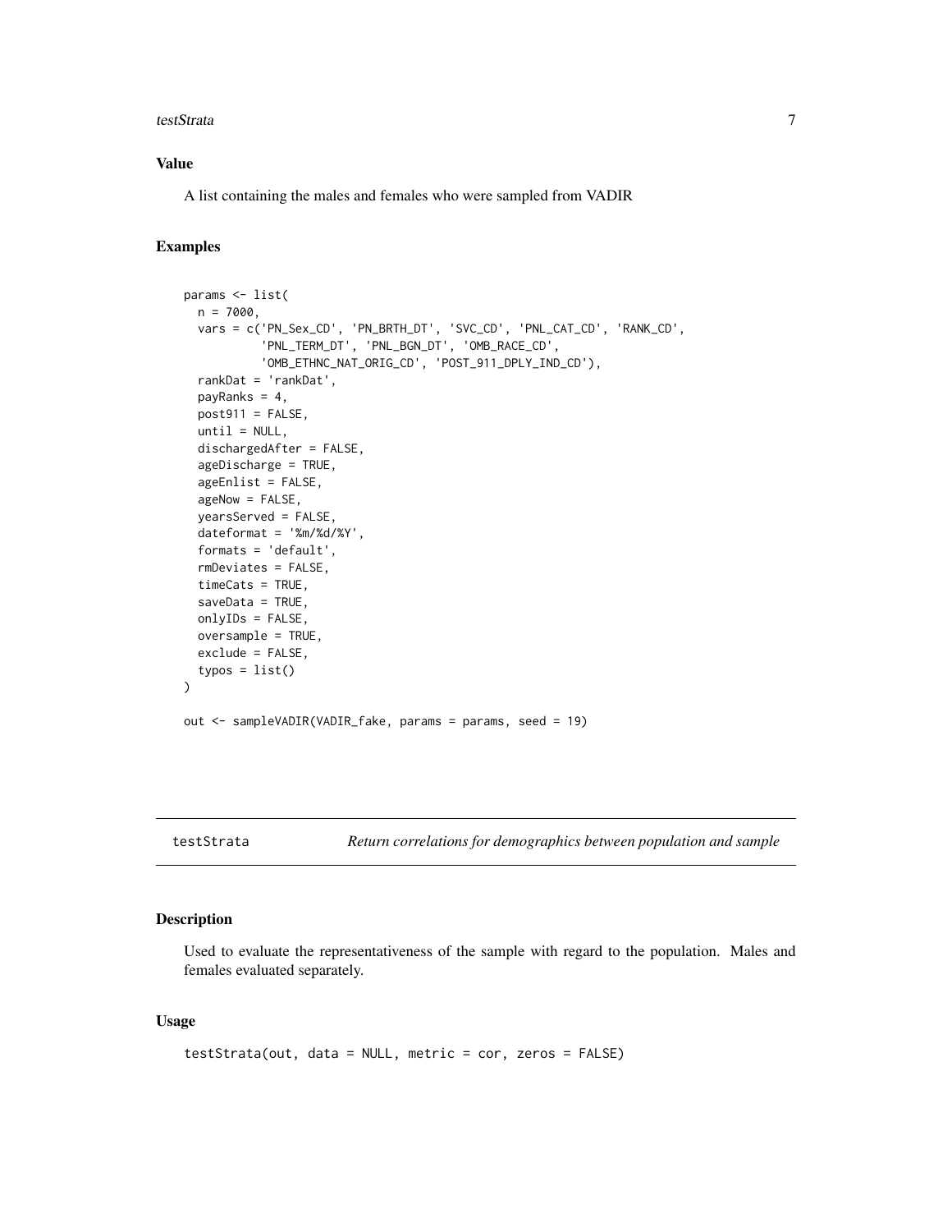### Value

A list containing the males and females who were sampled from VADIR

### Examples

```
params <- list(
  n = 7000,
  vars = c('PN_Sex_CD', 'PN_BRTH_DT', 'SVC_CD', 'PNL_CAT_CD', 'RANK_CD',
           'PNL_TERM_DT', 'PNL_BGN_DT', 'OMB_RACE_CD',
           'OMB_ETHNC_NAT_ORIG_CD', 'POST_911_DPLY_IND_CD'),
  rankDat = 'rankDat',
  payRanks = 4,
  post911 = FALSE,
  until = NULL,
  dischargedAfter = FALSE,
  ageDischarge = TRUE,
  ageEnlist = FALSE,
  ageNow = FALSE,
  yearsServed = FALSE,
  dateformat = '%m/%d/%Y',
  formats = 'default',
  rmDeviates = FALSE,
  timeCats = TRUE,
  saveData = TRUE,
  onlyIDs = FALSE,
  oversample = TRUE,
  exclude = FALSE,
  typos = list()
)

out <- sampleVADIR(VADIR_fake, params = params, seed = 19)
```

---

## testStrata — *Return correlations for demographics between population and sample*

### Description

Used to evaluate the representativeness of the sample with regard to the population. Males and females evaluated separately.

### Usage

```
testStrata(out, data = NULL, metric = cor, zeros = FALSE)
```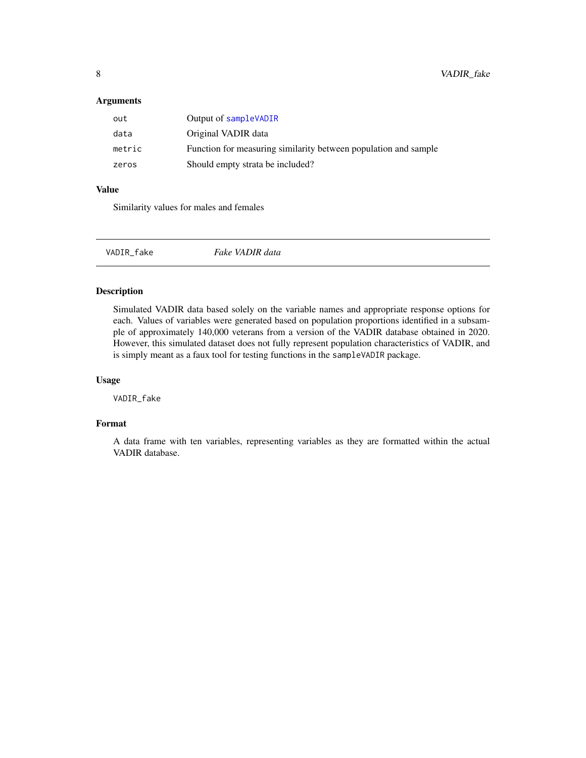### Arguments

| | |
|---|---|
| out | Output of sampleVADIR |
| data | Original VADIR data |
| metric | Function for measuring similarity between population and sample |
| zeros | Should empty strata be included? |

### Value

Similarity values for males and females

---

## VADIR_fake *Fake VADIR data*

---

### Description

Simulated VADIR data based solely on the variable names and appropriate response options for each. Values of variables were generated based on population proportions identified in a subsample of approximately 140,000 veterans from a version of the VADIR database obtained in 2020. However, this simulated dataset does not fully represent population characteristics of VADIR, and is simply meant as a faux tool for testing functions in the `sampleVADIR` package.

### Usage

```
VADIR_fake
```

### Format

A data frame with ten variables, representing variables as they are formatted within the actual VADIR database.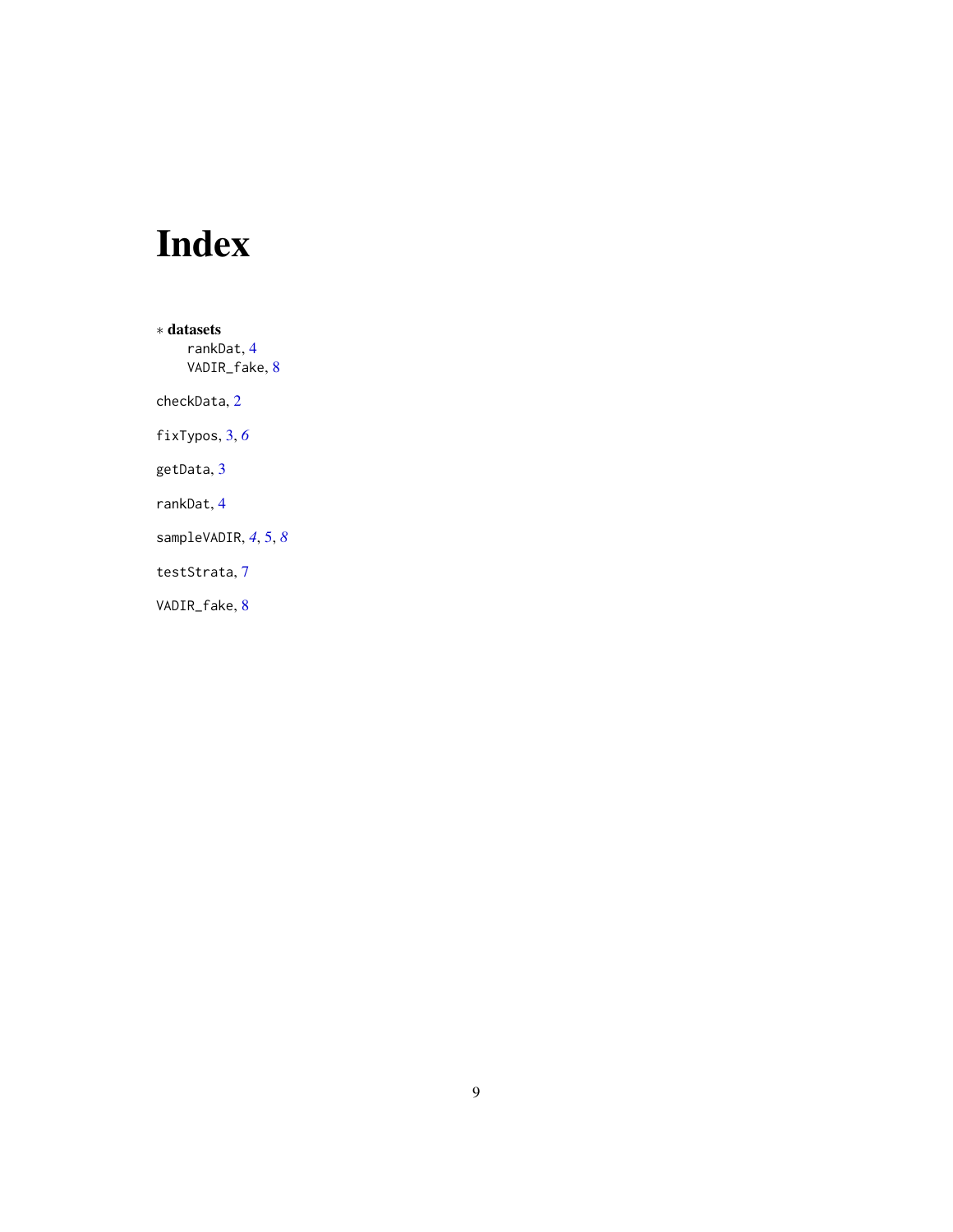# Index

∗ **datasets**
  rankDat, 4
  VADIR_fake, 8

checkData, 2

fixTypos, 3, *6*

getData, 3

rankDat, 4

sampleVADIR, *4*, 5, *8*

testStrata, 7

VADIR_fake, 8